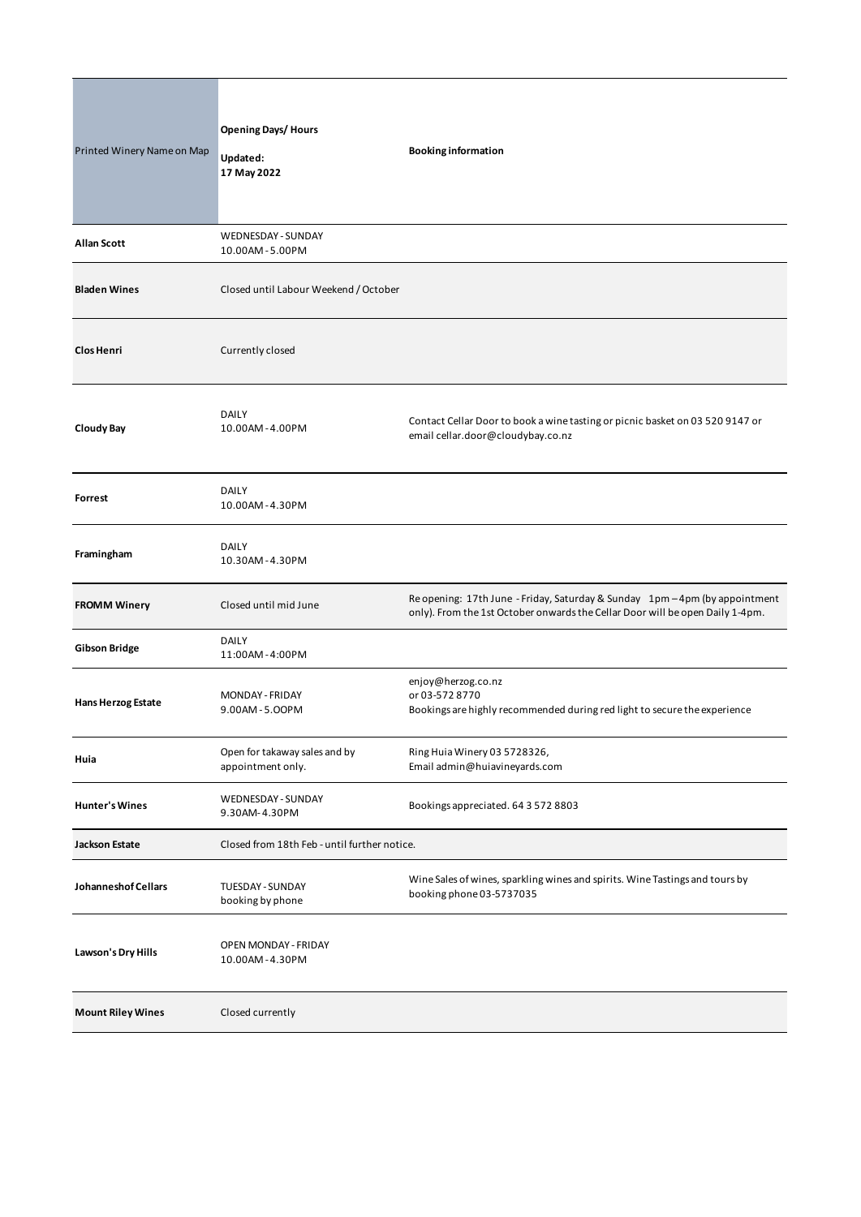| Printed Winery Name on Map | **Opening Days/ Hours**<br>**Updated:**<br>**17 May 2022** | **Booking information** |
|---|---|---|
| **Allan Scott** | WEDNESDAY - SUNDAY<br>10.00AM - 5.00PM | |
| **Bladen Wines** | Closed until Labour Weekend / October | |
| **Clos Henri** | Currently closed | |
| **Cloudy Bay** | DAILY<br>10.00AM - 4.00PM | Contact Cellar Door to book a wine tasting or picnic basket on 03 520 9147 or email cellar.door@cloudybay.co.nz |
| **Forrest** | DAILY<br>10.00AM - 4.30PM | |
| **Framingham** | DAILY<br>10.30AM - 4.30PM | |
| **FROMM Winery** | Closed until mid June | Re opening: 17th June - Friday, Saturday & Sunday 1pm – 4pm (by appointment only). From the 1st October onwards the Cellar Door will be open Daily 1-4pm. |
| **Gibson Bridge** | DAILY<br>11:00AM - 4:00PM | |
| **Hans Herzog Estate** | MONDAY - FRIDAY<br>9.00AM - 5.OOPM | enjoy@herzog.co.nz<br>or 03-572 8770<br>Bookings are highly recommended during red light to secure the experience |
| **Huia** | Open for takaway sales and by appointment only. | Ring Huia Winery 03 5728326,<br>Email admin@huiavineyards.com |
| **Hunter's Wines** | WEDNESDAY - SUNDAY<br>9.30AM- 4.30PM | Bookings appreciated. 64 3 572 8803 |
| **Jackson Estate** | Closed from 18th Feb - until further notice. | |
| **Johanneshof Cellars** | TUESDAY - SUNDAY<br>booking by phone | Wine Sales of wines, sparkling wines and spirits. Wine Tastings and tours by booking phone 03-5737035 |
| **Lawson's Dry Hills** | OPEN MONDAY - FRIDAY<br>10.00AM - 4.30PM | |
| **Mount Riley Wines** | Closed currently | |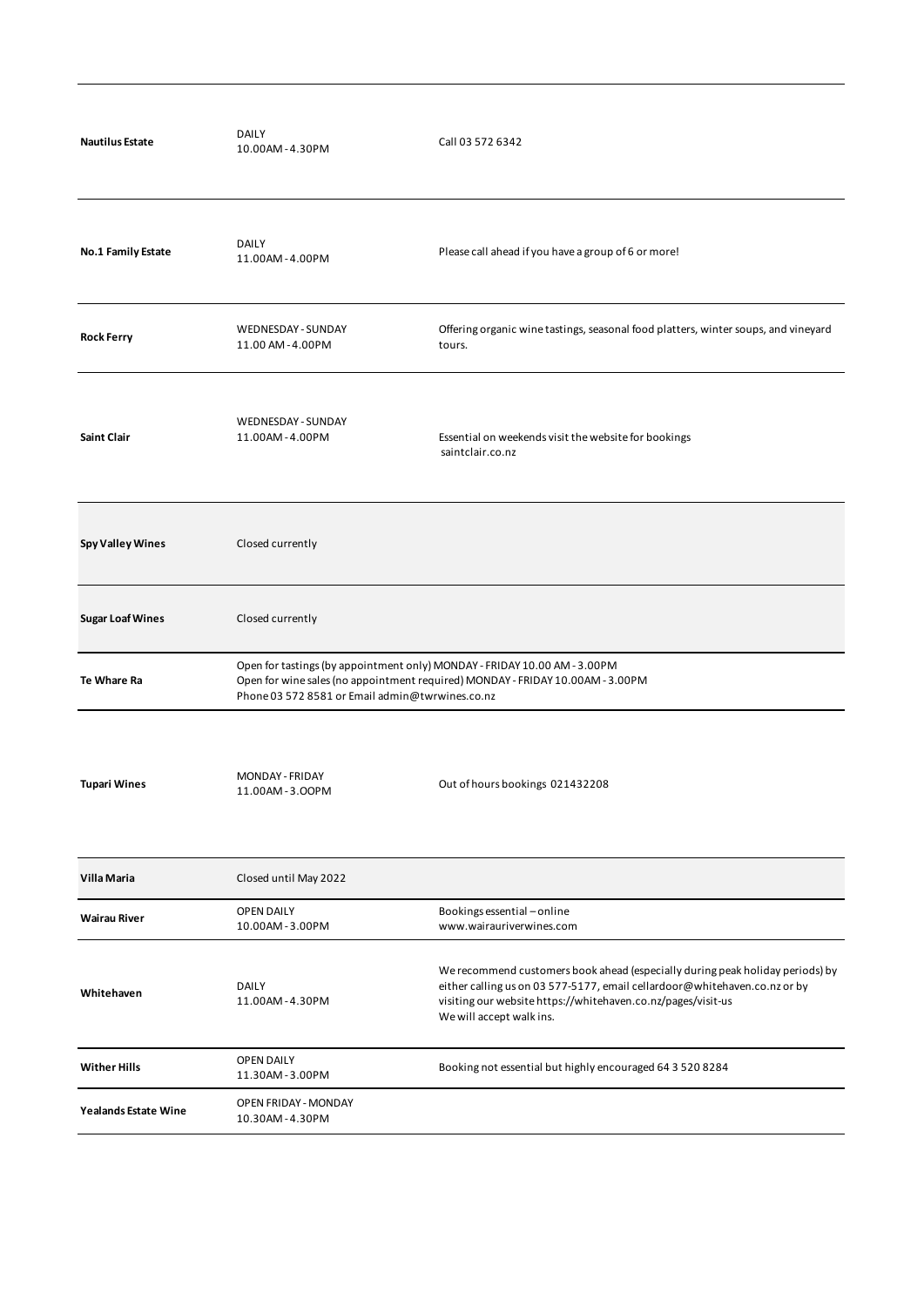| | | |
|---|---|---|
| **Nautilus Estate** | DAILY<br>10.00AM - 4.30PM | Call 03 572 6342 |
| **No.1 Family Estate** | DAILY<br>11.00AM - 4.00PM | Please call ahead if you have a group of 6 or more! |
| **Rock Ferry** | WEDNESDAY - SUNDAY<br>11.00 AM - 4.00PM | Offering organic wine tastings, seasonal food platters, winter soups, and vineyard tours. |
| **Saint Clair** | WEDNESDAY - SUNDAY<br>11.00AM - 4.00PM | Essential on weekends visit the website for bookings<br>saintclair.co.nz |
| **Spy Valley Wines** | Closed currently | |
| **Sugar Loaf Wines** | Closed currently | |
| **Te Whare Ra** | Open for tastings (by appointment only) MONDAY - FRIDAY 10.00 AM - 3.00PM<br>Open for wine sales (no appointment required) MONDAY - FRIDAY 10.00AM - 3.00PM<br>Phone 03 572 8581 or Email admin@twrwines.co.nz | |
| **Tupari Wines** | MONDAY - FRIDAY<br>11.00AM - 3.OOPM | Out of hours bookings 021432208 |
| **Villa Maria** | Closed until May 2022 | |
| **Wairau River** | OPEN DAILY<br>10.00AM - 3.00PM | Bookings essential – online<br>www.wairauriverwines.com |
| **Whitehaven** | DAILY<br>11.00AM - 4.30PM | We recommend customers book ahead (especially during peak holiday periods) by either calling us on 03 577-5177, email cellardoor@whitehaven.co.nz or by visiting our website https://whitehaven.co.nz/pages/visit-us<br>We will accept walk ins. |
| **Wither Hills** | OPEN DAILY<br>11.30AM - 3.00PM | Booking not essential but highly encouraged 64 3 520 8284 |
| **Yealands Estate Wine** | OPEN FRIDAY - MONDAY<br>10.30AM - 4.30PM | |